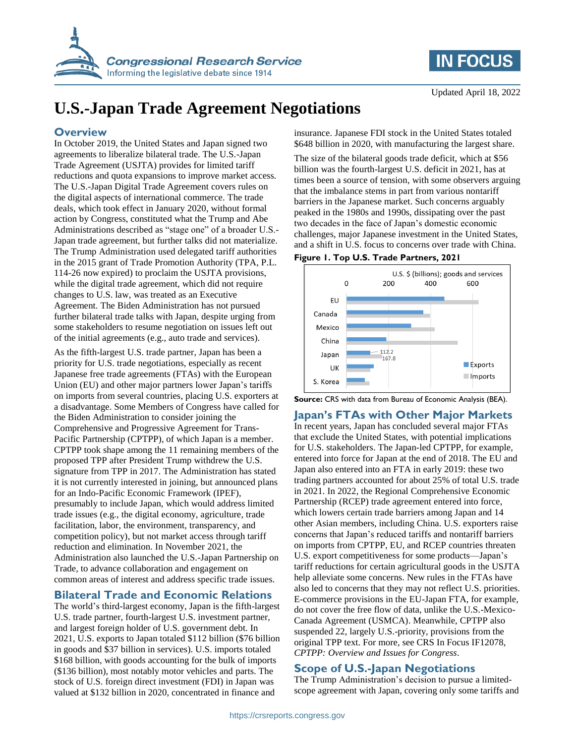Updated April 18, 2022

# U.S.-Japan Trade Agreement Negotiations

## Overview

In October 2019, the United States and Japan signed two agreements to liberalize bilateral trade. The U.S.-Japan Trade Agreement (USJTA) provides for limited tariff reductions and quota expansions to improve market access. The U.S.-Japan Digital Trade Agreement covers rules on the digital aspects of international commerce. The trade deals, which took effect in January 2020, without formal action by Congress, constituted what the Trump and Abe Administrations described as "stage one" of a broader U.S.-Japan trade agreement, but further talks did not materialize. The Trump Administration used delegated tariff authorities in the 2015 grant of Trade Promotion Authority (TPA, P.L. 114-26 now expired) to proclaim the USJTA provisions, while the digital trade agreement, which did not require changes to U.S. law, was treated as an Executive Agreement. The Biden Administration has not pursued further bilateral trade talks with Japan, despite urging from some stakeholders to resume negotiation on issues left out of the initial agreements (e.g., auto trade and services).

As the fifth-largest U.S. trade partner, Japan has been a priority for U.S. trade negotiations, especially as recent Japanese free trade agreements (FTAs) with the European Union (EU) and other major partners lower Japan's tariffs on imports from several countries, placing U.S. exporters at a disadvantage. Some Members of Congress have called for the Biden Administration to consider joining the Comprehensive and Progressive Agreement for Trans-Pacific Partnership (CPTPP), of which Japan is a member. CPTPP took shape among the 11 remaining members of the proposed TPP after President Trump withdrew the U.S. signature from TPP in 2017. The Administration has stated it is not currently interested in joining, but announced plans for an Indo-Pacific Economic Framework (IPEF), presumably to include Japan, which would address limited trade issues (e.g., the digital economy, agriculture, trade facilitation, labor, the environment, transparency, and competition policy), but not market access through tariff reduction and elimination. In November 2021, the Administration also launched the U.S.-Japan Partnership on Trade, to advance collaboration and engagement on common areas of interest and address specific trade issues.

## Bilateral Trade and Economic Relations

The world's third-largest economy, Japan is the fifth-largest U.S. trade partner, fourth-largest U.S. investment partner, and largest foreign holder of U.S. government debt. In 2021, U.S. exports to Japan totaled $112 billion ($76 billion in goods and $37 billion in services). U.S. imports totaled $168 billion, with goods accounting for the bulk of imports ($136 billion), most notably motor vehicles and parts. The stock of U.S. foreign direct investment (FDI) in Japan was valued at $132 billion in 2020, concentrated in finance and insurance. Japanese FDI stock in the United States totaled $648 billion in 2020, with manufacturing the largest share.

The size of the bilateral goods trade deficit, which at $56 billion was the fourth-largest U.S. deficit in 2021, has at times been a source of tension, with some observers arguing that the imbalance stems in part from various nontariff barriers in the Japanese market. Such concerns arguably peaked in the 1980s and 1990s, dissipating over the past two decades in the face of Japan's domestic economic challenges, major Japanese investment in the United States, and a shift in U.S. focus to concerns over trade with China.

**Figure 1. Top U.S. Trade Partners, 2021**

U.S. $ (billions); goods and services

| Partner | Exports | Imports |
|---|---|---|
| EU | | |
| Canada | | |
| Mexico | | |
| China | | |
| Japan | 112.2 | 167.8 |
| UK | | |
| S. Korea | | |

**Source:** CRS with data from Bureau of Economic Analysis (BEA).

## Japan's FTAs with Other Major Markets

In recent years, Japan has concluded several major FTAs that exclude the United States, with potential implications for U.S. stakeholders. The Japan-led CPTPP, for example, entered into force for Japan at the end of 2018. The EU and Japan also entered into an FTA in early 2019: these two trading partners accounted for about 25% of total U.S. trade in 2021. In 2022, the Regional Comprehensive Economic Partnership (RCEP) trade agreement entered into force, which lowers certain trade barriers among Japan and 14 other Asian members, including China. U.S. exporters raise concerns that Japan's reduced tariffs and nontariff barriers on imports from CPTPP, EU, and RCEP countries threaten U.S. export competitiveness for some products—Japan's tariff reductions for certain agricultural goods in the USJTA help alleviate some concerns. New rules in the FTAs have also led to concerns that they may not reflect U.S. priorities. E-commerce provisions in the EU-Japan FTA, for example, do not cover the free flow of data, unlike the U.S.-Mexico-Canada Agreement (USMCA). Meanwhile, CPTPP also suspended 22, largely U.S.-priority, provisions from the original TPP text. For more, see CRS In Focus IF12078, *CPTPP: Overview and Issues for Congress*.

## Scope of U.S.-Japan Negotiations

The Trump Administration's decision to pursue a limited-scope agreement with Japan, covering only some tariffs and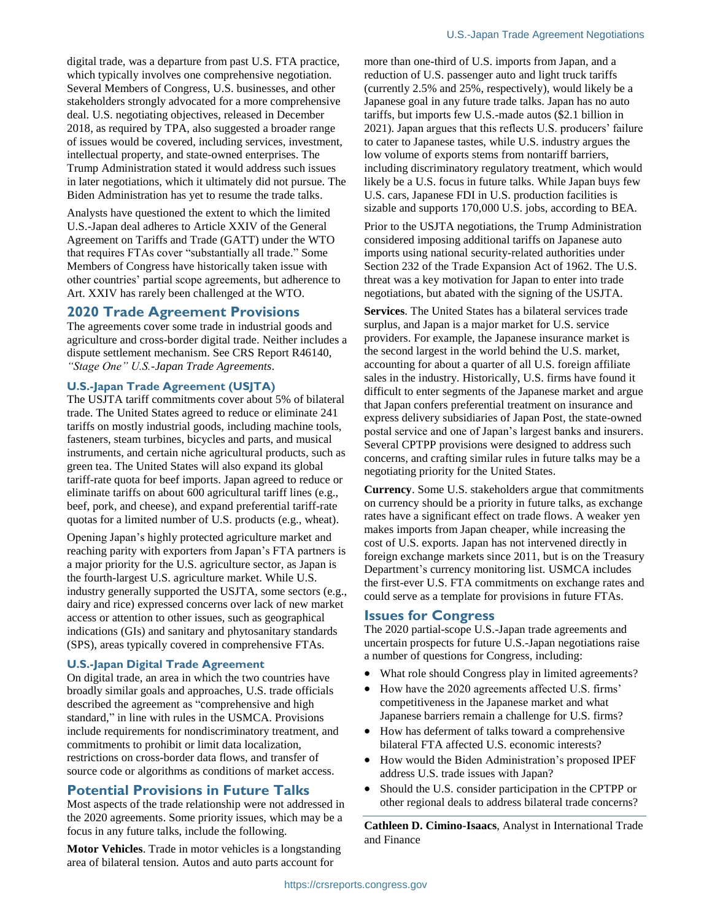digital trade, was a departure from past U.S. FTA practice, which typically involves one comprehensive negotiation. Several Members of Congress, U.S. businesses, and other stakeholders strongly advocated for a more comprehensive deal. U.S. negotiating objectives, released in December 2018, as required by TPA, also suggested a broader range of issues would be covered, including services, investment, intellectual property, and state-owned enterprises. The Trump Administration stated it would address such issues in later negotiations, which it ultimately did not pursue. The Biden Administration has yet to resume the trade talks.

Analysts have questioned the extent to which the limited U.S.-Japan deal adheres to Article XXIV of the General Agreement on Tariffs and Trade (GATT) under the WTO that requires FTAs cover "substantially all trade." Some Members of Congress have historically taken issue with other countries' partial scope agreements, but adherence to Art. XXIV has rarely been challenged at the WTO.

## 2020 Trade Agreement Provisions

The agreements cover some trade in industrial goods and agriculture and cross-border digital trade. Neither includes a dispute settlement mechanism. See CRS Report R46140, *"Stage One" U.S.-Japan Trade Agreements*.

### U.S.-Japan Trade Agreement (USJTA)

The USJTA tariff commitments cover about 5% of bilateral trade. The United States agreed to reduce or eliminate 241 tariffs on mostly industrial goods, including machine tools, fasteners, steam turbines, bicycles and parts, and musical instruments, and certain niche agricultural products, such as green tea. The United States will also expand its global tariff-rate quota for beef imports. Japan agreed to reduce or eliminate tariffs on about 600 agricultural tariff lines (e.g., beef, pork, and cheese), and expand preferential tariff-rate quotas for a limited number of U.S. products (e.g., wheat).

Opening Japan's highly protected agriculture market and reaching parity with exporters from Japan's FTA partners is a major priority for the U.S. agriculture sector, as Japan is the fourth-largest U.S. agriculture market. While U.S. industry generally supported the USJTA, some sectors (e.g., dairy and rice) expressed concerns over lack of new market access or attention to other issues, such as geographical indications (GIs) and sanitary and phytosanitary standards (SPS), areas typically covered in comprehensive FTAs.

### U.S.-Japan Digital Trade Agreement

On digital trade, an area in which the two countries have broadly similar goals and approaches, U.S. trade officials described the agreement as "comprehensive and high standard," in line with rules in the USMCA. Provisions include requirements for nondiscriminatory treatment, and commitments to prohibit or limit data localization, restrictions on cross-border data flows, and transfer of source code or algorithms as conditions of market access.

## Potential Provisions in Future Talks

Most aspects of the trade relationship were not addressed in the 2020 agreements. Some priority issues, which may be a focus in any future talks, include the following.

**Motor Vehicles**. Trade in motor vehicles is a longstanding area of bilateral tension. Autos and auto parts account for more than one-third of U.S. imports from Japan, and a reduction of U.S. passenger auto and light truck tariffs (currently 2.5% and 25%, respectively), would likely be a Japanese goal in any future trade talks. Japan has no auto tariffs, but imports few U.S.-made autos ($2.1 billion in 2021). Japan argues that this reflects U.S. producers' failure to cater to Japanese tastes, while U.S. industry argues the low volume of exports stems from nontariff barriers, including discriminatory regulatory treatment, which would likely be a U.S. focus in future talks. While Japan buys few U.S. cars, Japanese FDI in U.S. production facilities is sizable and supports 170,000 U.S. jobs, according to BEA.

Prior to the USJTA negotiations, the Trump Administration considered imposing additional tariffs on Japanese auto imports using national security-related authorities under Section 232 of the Trade Expansion Act of 1962. The U.S. threat was a key motivation for Japan to enter into trade negotiations, but abated with the signing of the USJTA.

**Services**. The United States has a bilateral services trade surplus, and Japan is a major market for U.S. service providers. For example, the Japanese insurance market is the second largest in the world behind the U.S. market, accounting for about a quarter of all U.S. foreign affiliate sales in the industry. Historically, U.S. firms have found it difficult to enter segments of the Japanese market and argue that Japan confers preferential treatment on insurance and express delivery subsidiaries of Japan Post, the state-owned postal service and one of Japan's largest banks and insurers. Several CPTPP provisions were designed to address such concerns, and crafting similar rules in future talks may be a negotiating priority for the United States.

**Currency**. Some U.S. stakeholders argue that commitments on currency should be a priority in future talks, as exchange rates have a significant effect on trade flows. A weaker yen makes imports from Japan cheaper, while increasing the cost of U.S. exports. Japan has not intervened directly in foreign exchange markets since 2011, but is on the Treasury Department's currency monitoring list. USMCA includes the first-ever U.S. FTA commitments on exchange rates and could serve as a template for provisions in future FTAs.

## Issues for Congress

The 2020 partial-scope U.S.-Japan trade agreements and uncertain prospects for future U.S.-Japan negotiations raise a number of questions for Congress, including:

- What role should Congress play in limited agreements?
- How have the 2020 agreements affected U.S. firms' competitiveness in the Japanese market and what Japanese barriers remain a challenge for U.S. firms?
- How has deferment of talks toward a comprehensive bilateral FTA affected U.S. economic interests?
- How would the Biden Administration's proposed IPEF address U.S. trade issues with Japan?
- Should the U.S. consider participation in the CPTPP or other regional deals to address bilateral trade concerns?

**Cathleen D. Cimino-Isaacs**, Analyst in International Trade and Finance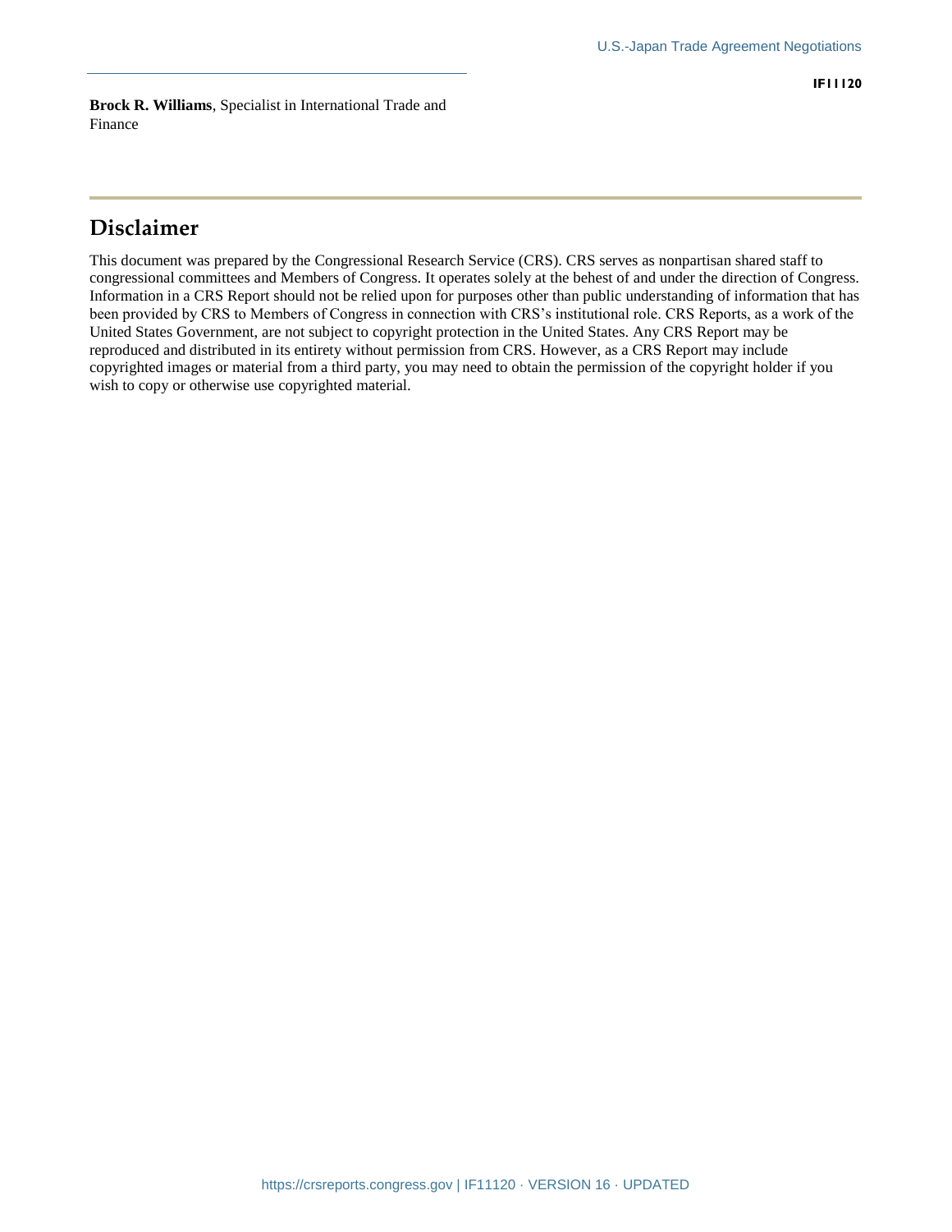**Brock R. Williams**, Specialist in International Trade and Finance

IF11120

## Disclaimer

This document was prepared by the Congressional Research Service (CRS). CRS serves as nonpartisan shared staff to congressional committees and Members of Congress. It operates solely at the behest of and under the direction of Congress. Information in a CRS Report should not be relied upon for purposes other than public understanding of information that has been provided by CRS to Members of Congress in connection with CRS's institutional role. CRS Reports, as a work of the United States Government, are not subject to copyright protection in the United States. Any CRS Report may be reproduced and distributed in its entirety without permission from CRS. However, as a CRS Report may include copyrighted images or material from a third party, you may need to obtain the permission of the copyright holder if you wish to copy or otherwise use copyrighted material.